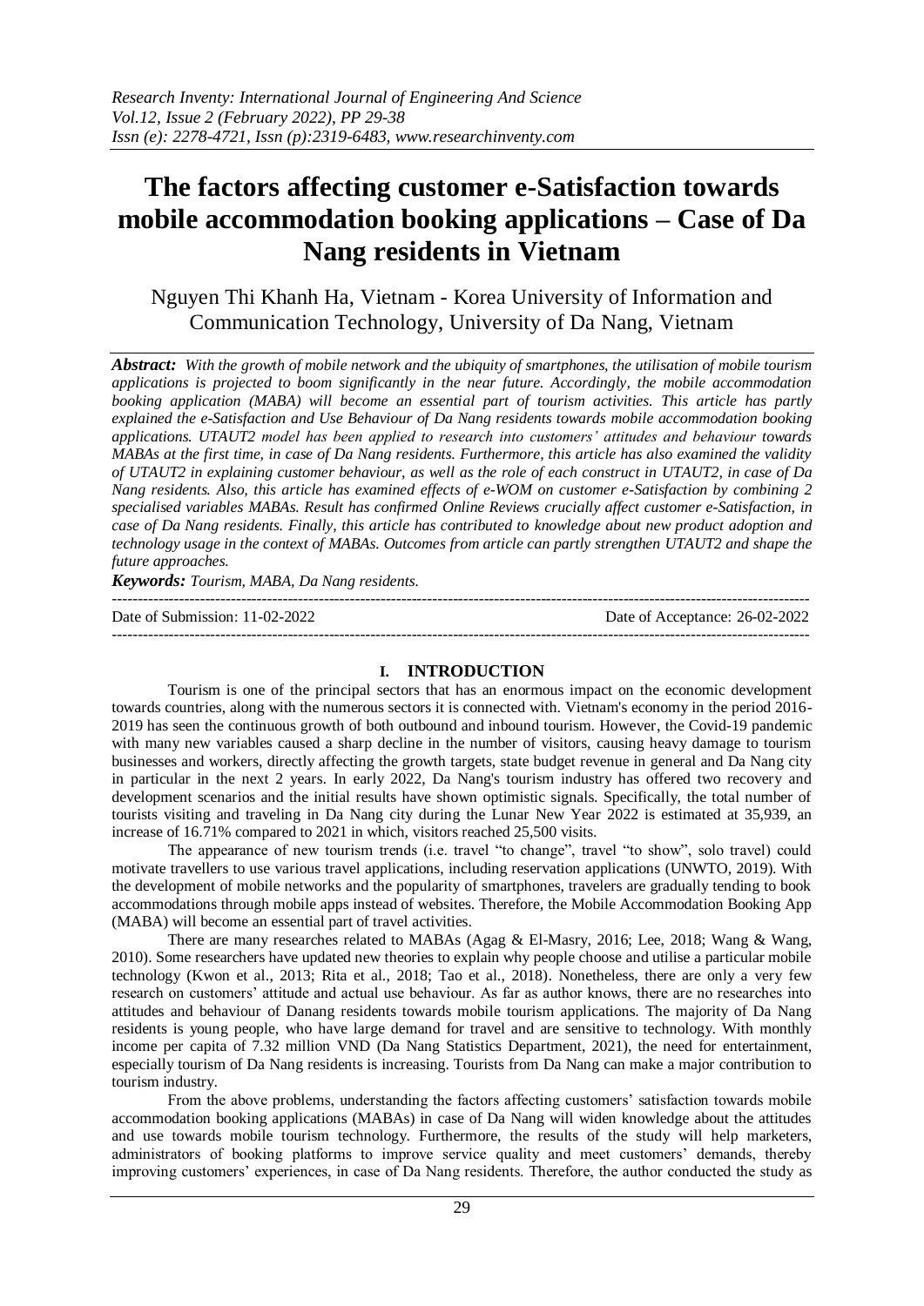# The factors affecting customer e-Satisfaction towards mobile accommodation booking applications – Case of Da Nang residents in Vietnam

Nguyen Thi Khanh Ha, Vietnam - Korea University of Information and Communication Technology, University of Da Nang, Vietnam

***Abstract:*** *With the growth of mobile network and the ubiquity of smartphones, the utilisation of mobile tourism applications is projected to boom significantly in the near future. Accordingly, the mobile accommodation booking application (MABA) will become an essential part of tourism activities. This article has partly explained the e-Satisfaction and Use Behaviour of Da Nang residents towards mobile accommodation booking applications. UTAUT2 model has been applied to research into customers' attitudes and behaviour towards MABAs at the first time, in case of Da Nang residents. Furthermore, this article has also examined the validity of UTAUT2 in explaining customer behaviour, as well as the role of each construct in UTAUT2, in case of Da Nang residents. Also, this article has examined effects of e-WOM on customer e-Satisfaction by combining 2 specialised variables MABAs. Result has confirmed Online Reviews crucially affect customer e-Satisfaction, in case of Da Nang residents. Finally, this article has contributed to knowledge about new product adoption and technology usage in the context of MABAs. Outcomes from article can partly strengthen UTAUT2 and shape the future approaches.*

***Keywords:*** *Tourism, MABA, Da Nang residents.*

---

Date of Submission: 11-02-2022 Date of Acceptance: 26-02-2022

---

## I. INTRODUCTION

Tourism is one of the principal sectors that has an enormous impact on the economic development towards countries, along with the numerous sectors it is connected with. Vietnam's economy in the period 2016-2019 has seen the continuous growth of both outbound and inbound tourism. However, the Covid-19 pandemic with many new variables caused a sharp decline in the number of visitors, causing heavy damage to tourism businesses and workers, directly affecting the growth targets, state budget revenue in general and Da Nang city in particular in the next 2 years. In early 2022, Da Nang's tourism industry has offered two recovery and development scenarios and the initial results have shown optimistic signals. Specifically, the total number of tourists visiting and traveling in Da Nang city during the Lunar New Year 2022 is estimated at 35,939, an increase of 16.71% compared to 2021 in which, visitors reached 25,500 visits.

The appearance of new tourism trends (i.e. travel "to change", travel "to show", solo travel) could motivate travellers to use various travel applications, including reservation applications (UNWTO, 2019). With the development of mobile networks and the popularity of smartphones, travelers are gradually tending to book accommodations through mobile apps instead of websites. Therefore, the Mobile Accommodation Booking App (MABA) will become an essential part of travel activities.

There are many researches related to MABAs (Agag & El-Masry, 2016; Lee, 2018; Wang & Wang, 2010). Some researchers have updated new theories to explain why people choose and utilise a particular mobile technology (Kwon et al., 2013; Rita et al., 2018; Tao et al., 2018). Nonetheless, there are only a very few research on customers' attitude and actual use behaviour. As far as author knows, there are no researches into attitudes and behaviour of Danang residents towards mobile tourism applications. The majority of Da Nang residents is young people, who have large demand for travel and are sensitive to technology. With monthly income per capita of 7.32 million VND (Da Nang Statistics Department, 2021), the need for entertainment, especially tourism of Da Nang residents is increasing. Tourists from Da Nang can make a major contribution to tourism industry.

From the above problems, understanding the factors affecting customers' satisfaction towards mobile accommodation booking applications (MABAs) in case of Da Nang will widen knowledge about the attitudes and use towards mobile tourism technology. Furthermore, the results of the study will help marketers, administrators of booking platforms to improve service quality and meet customers' demands, thereby improving customers' experiences, in case of Da Nang residents. Therefore, the author conducted the study as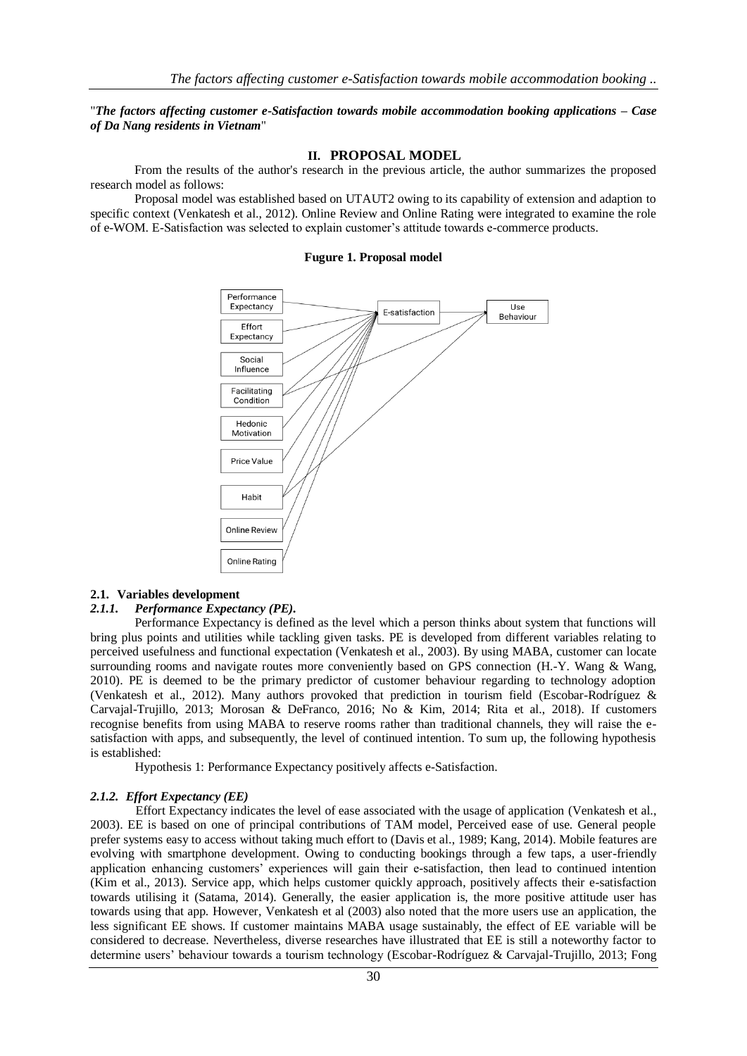"*The factors affecting customer e-Satisfaction towards mobile accommodation booking applications – Case of Da Nang residents in Vietnam*"

## II. PROPOSAL MODEL

From the results of the author's research in the previous article, the author summarizes the proposed research model as follows:

Proposal model was established based on UTAUT2 owing to its capability of extension and adaption to specific context (Venkatesh et al., 2012). Online Review and Online Rating were integrated to examine the role of e-WOM. E-Satisfaction was selected to explain customer's attitude towards e-commerce products.

**Fugure 1. Proposal model**

### 2.1. Variables development

#### *2.1.1. Performance Expectancy (PE).*

Performance Expectancy is defined as the level which a person thinks about system that functions will bring plus points and utilities while tackling given tasks. PE is developed from different variables relating to perceived usefulness and functional expectation (Venkatesh et al., 2003). By using MABA, customer can locate surrounding rooms and navigate routes more conveniently based on GPS connection (H.-Y. Wang & Wang, 2010). PE is deemed to be the primary predictor of customer behaviour regarding to technology adoption (Venkatesh et al., 2012). Many authors provoked that prediction in tourism field (Escobar-Rodríguez & Carvajal-Trujillo, 2013; Morosan & DeFranco, 2016; No & Kim, 2014; Rita et al., 2018). If customers recognise benefits from using MABA to reserve rooms rather than traditional channels, they will raise the e-satisfaction with apps, and subsequently, the level of continued intention. To sum up, the following hypothesis is established:

Hypothesis 1: Performance Expectancy positively affects e-Satisfaction.

#### *2.1.2. Effort Expectancy (EE)*

Effort Expectancy indicates the level of ease associated with the usage of application (Venkatesh et al., 2003). EE is based on one of principal contributions of TAM model, Perceived ease of use. General people prefer systems easy to access without taking much effort to (Davis et al., 1989; Kang, 2014). Mobile features are evolving with smartphone development. Owing to conducting bookings through a few taps, a user-friendly application enhancing customers' experiences will gain their e-satisfaction, then lead to continued intention (Kim et al., 2013). Service app, which helps customer quickly approach, positively affects their e-satisfaction towards utilising it (Satama, 2014). Generally, the easier application is, the more positive attitude user has towards using that app. However, Venkatesh et al (2003) also noted that the more users use an application, the less significant EE shows. If customer maintains MABA usage sustainably, the effect of EE variable will be considered to decrease. Nevertheless, diverse researches have illustrated that EE is still a noteworthy factor to determine users' behaviour towards a tourism technology (Escobar-Rodríguez & Carvajal-Trujillo, 2013; Fong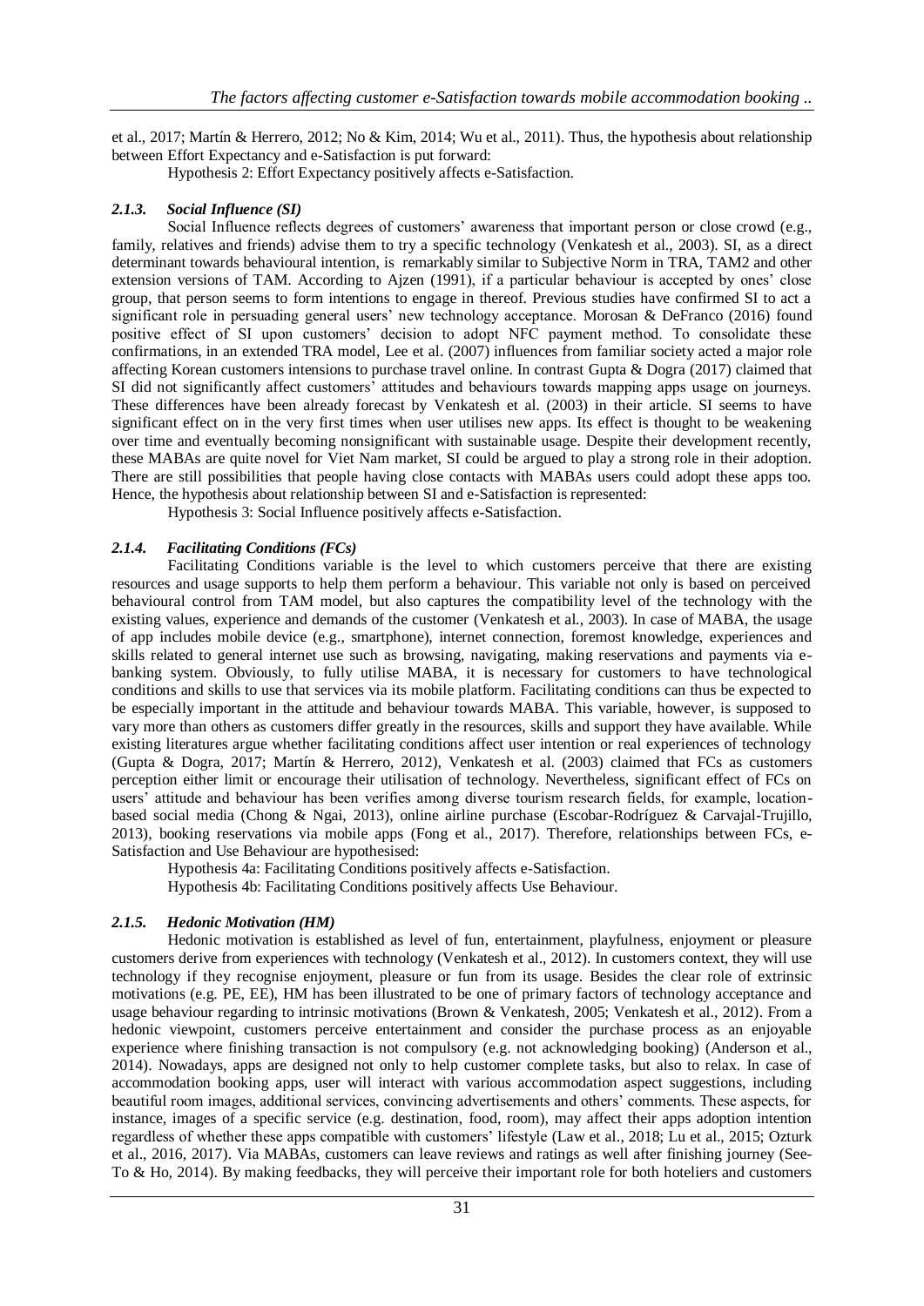et al., 2017; Martín & Herrero, 2012; No & Kim, 2014; Wu et al., 2011). Thus, the hypothesis about relationship between Effort Expectancy and e-Satisfaction is put forward:

Hypothesis 2: Effort Expectancy positively affects e-Satisfaction.

### *2.1.3. Social Influence (SI)*

Social Influence reflects degrees of customers' awareness that important person or close crowd (e.g., family, relatives and friends) advise them to try a specific technology (Venkatesh et al., 2003). SI, as a direct determinant towards behavioural intention, is remarkably similar to Subjective Norm in TRA, TAM2 and other extension versions of TAM. According to Ajzen (1991), if a particular behaviour is accepted by ones' close group, that person seems to form intentions to engage in thereof. Previous studies have confirmed SI to act a significant role in persuading general users' new technology acceptance. Morosan & DeFranco (2016) found positive effect of SI upon customers' decision to adopt NFC payment method. To consolidate these confirmations, in an extended TRA model, Lee et al. (2007) influences from familiar society acted a major role affecting Korean customers intensions to purchase travel online. In contrast Gupta & Dogra (2017) claimed that SI did not significantly affect customers' attitudes and behaviours towards mapping apps usage on journeys. These differences have been already forecast by Venkatesh et al. (2003) in their article. SI seems to have significant effect on in the very first times when user utilises new apps. Its effect is thought to be weakening over time and eventually becoming nonsignificant with sustainable usage. Despite their development recently, these MABAs are quite novel for Viet Nam market, SI could be argued to play a strong role in their adoption. There are still possibilities that people having close contacts with MABAs users could adopt these apps too. Hence, the hypothesis about relationship between SI and e-Satisfaction is represented:

Hypothesis 3: Social Influence positively affects e-Satisfaction.

### *2.1.4. Facilitating Conditions (FCs)*

Facilitating Conditions variable is the level to which customers perceive that there are existing resources and usage supports to help them perform a behaviour. This variable not only is based on perceived behavioural control from TAM model, but also captures the compatibility level of the technology with the existing values, experience and demands of the customer (Venkatesh et al., 2003). In case of MABA, the usage of app includes mobile device (e.g., smartphone), internet connection, foremost knowledge, experiences and skills related to general internet use such as browsing, navigating, making reservations and payments via e-banking system. Obviously, to fully utilise MABA, it is necessary for customers to have technological conditions and skills to use that services via its mobile platform. Facilitating conditions can thus be expected to be especially important in the attitude and behaviour towards MABA. This variable, however, is supposed to vary more than others as customers differ greatly in the resources, skills and support they have available. While existing literatures argue whether facilitating conditions affect user intention or real experiences of technology (Gupta & Dogra, 2017; Martín & Herrero, 2012), Venkatesh et al. (2003) claimed that FCs as customers perception either limit or encourage their utilisation of technology. Nevertheless, significant effect of FCs on users' attitude and behaviour has been verifies among diverse tourism research fields, for example, location-based social media (Chong & Ngai, 2013), online airline purchase (Escobar-Rodríguez & Carvajal-Trujillo, 2013), booking reservations via mobile apps (Fong et al., 2017). Therefore, relationships between FCs, e-Satisfaction and Use Behaviour are hypothesised:

Hypothesis 4a: Facilitating Conditions positively affects e-Satisfaction.

Hypothesis 4b: Facilitating Conditions positively affects Use Behaviour.

### *2.1.5. Hedonic Motivation (HM)*

Hedonic motivation is established as level of fun, entertainment, playfulness, enjoyment or pleasure customers derive from experiences with technology (Venkatesh et al., 2012). In customers context, they will use technology if they recognise enjoyment, pleasure or fun from its usage. Besides the clear role of extrinsic motivations (e.g. PE, EE), HM has been illustrated to be one of primary factors of technology acceptance and usage behaviour regarding to intrinsic motivations (Brown & Venkatesh, 2005; Venkatesh et al., 2012). From a hedonic viewpoint, customers perceive entertainment and consider the purchase process as an enjoyable experience where finishing transaction is not compulsory (e.g. not acknowledging booking) (Anderson et al., 2014). Nowadays, apps are designed not only to help customer complete tasks, but also to relax. In case of accommodation booking apps, user will interact with various accommodation aspect suggestions, including beautiful room images, additional services, convincing advertisements and others' comments. These aspects, for instance, images of a specific service (e.g. destination, food, room), may affect their apps adoption intention regardless of whether these apps compatible with customers' lifestyle (Law et al., 2018; Lu et al., 2015; Ozturk et al., 2016, 2017). Via MABAs, customers can leave reviews and ratings as well after finishing journey (See-To & Ho, 2014). By making feedbacks, they will perceive their important role for both hoteliers and customers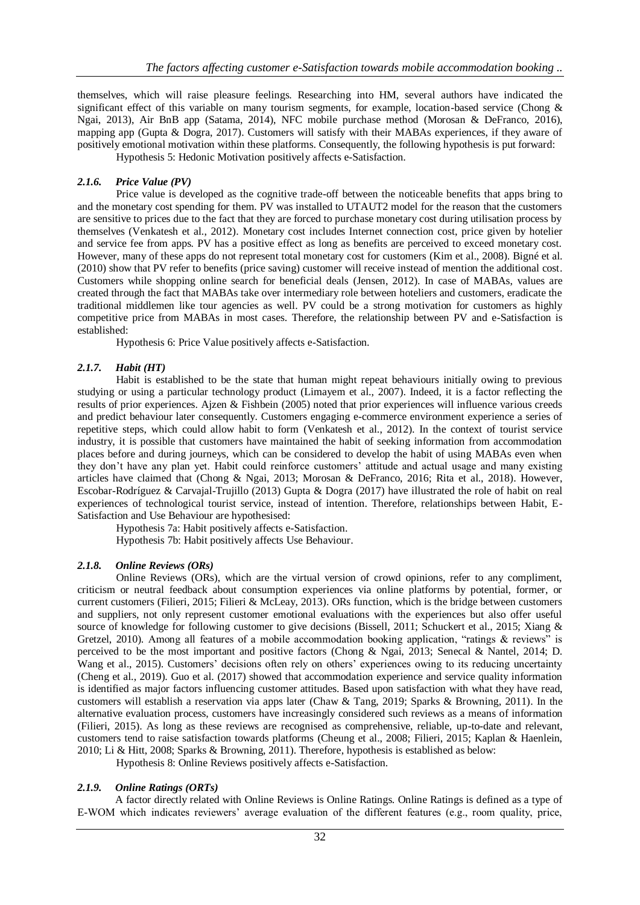themselves, which will raise pleasure feelings. Researching into HM, several authors have indicated the significant effect of this variable on many tourism segments, for example, location-based service (Chong & Ngai, 2013), Air BnB app (Satama, 2014), NFC mobile purchase method (Morosan & DeFranco, 2016), mapping app (Gupta & Dogra, 2017). Customers will satisfy with their MABAs experiences, if they aware of positively emotional motivation within these platforms. Consequently, the following hypothesis is put forward:

Hypothesis 5: Hedonic Motivation positively affects e-Satisfaction.

### *2.1.6. Price Value (PV)*

Price value is developed as the cognitive trade-off between the noticeable benefits that apps bring to and the monetary cost spending for them. PV was installed to UTAUT2 model for the reason that the customers are sensitive to prices due to the fact that they are forced to purchase monetary cost during utilisation process by themselves (Venkatesh et al., 2012). Monetary cost includes Internet connection cost, price given by hotelier and service fee from apps. PV has a positive effect as long as benefits are perceived to exceed monetary cost. However, many of these apps do not represent total monetary cost for customers (Kim et al., 2008). Bigné et al. (2010) show that PV refer to benefits (price saving) customer will receive instead of mention the additional cost. Customers while shopping online search for beneficial deals (Jensen, 2012). In case of MABAs, values are created through the fact that MABAs take over intermediary role between hoteliers and customers, eradicate the traditional middlemen like tour agencies as well. PV could be a strong motivation for customers as highly competitive price from MABAs in most cases. Therefore, the relationship between PV and e-Satisfaction is established:

Hypothesis 6: Price Value positively affects e-Satisfaction.

### *2.1.7. Habit (HT)*

Habit is established to be the state that human might repeat behaviours initially owing to previous studying or using a particular technology product (Limayem et al., 2007). Indeed, it is a factor reflecting the results of prior experiences. Ajzen & Fishbein (2005) noted that prior experiences will influence various creeds and predict behaviour later consequently. Customers engaging e-commerce environment experience a series of repetitive steps, which could allow habit to form (Venkatesh et al., 2012). In the context of tourist service industry, it is possible that customers have maintained the habit of seeking information from accommodation places before and during journeys, which can be considered to develop the habit of using MABAs even when they don't have any plan yet. Habit could reinforce customers' attitude and actual usage and many existing articles have claimed that (Chong & Ngai, 2013; Morosan & DeFranco, 2016; Rita et al., 2018). However, Escobar-Rodríguez & Carvajal-Trujillo (2013) Gupta & Dogra (2017) have illustrated the role of habit on real experiences of technological tourist service, instead of intention. Therefore, relationships between Habit, E-Satisfaction and Use Behaviour are hypothesised:

Hypothesis 7a: Habit positively affects e-Satisfaction.

Hypothesis 7b: Habit positively affects Use Behaviour.

### *2.1.8. Online Reviews (ORs)*

Online Reviews (ORs), which are the virtual version of crowd opinions, refer to any compliment, criticism or neutral feedback about consumption experiences via online platforms by potential, former, or current customers (Filieri, 2015; Filieri & McLeay, 2013). ORs function, which is the bridge between customers and suppliers, not only represent customer emotional evaluations with the experiences but also offer useful source of knowledge for following customer to give decisions (Bissell, 2011; Schuckert et al., 2015; Xiang & Gretzel, 2010). Among all features of a mobile accommodation booking application, "ratings & reviews" is perceived to be the most important and positive factors (Chong & Ngai, 2013; Senecal & Nantel, 2014; D. Wang et al., 2015). Customers' decisions often rely on others' experiences owing to its reducing uncertainty (Cheng et al., 2019). Guo et al. (2017) showed that accommodation experience and service quality information is identified as major factors influencing customer attitudes. Based upon satisfaction with what they have read, customers will establish a reservation via apps later (Chaw & Tang, 2019; Sparks & Browning, 2011). In the alternative evaluation process, customers have increasingly considered such reviews as a means of information (Filieri, 2015). As long as these reviews are recognised as comprehensive, reliable, up-to-date and relevant, customers tend to raise satisfaction towards platforms (Cheung et al., 2008; Filieri, 2015; Kaplan & Haenlein, 2010; Li & Hitt, 2008; Sparks & Browning, 2011). Therefore, hypothesis is established as below:

Hypothesis 8: Online Reviews positively affects e-Satisfaction.

### *2.1.9. Online Ratings (ORTs)*

A factor directly related with Online Reviews is Online Ratings. Online Ratings is defined as a type of E-WOM which indicates reviewers' average evaluation of the different features (e.g., room quality, price,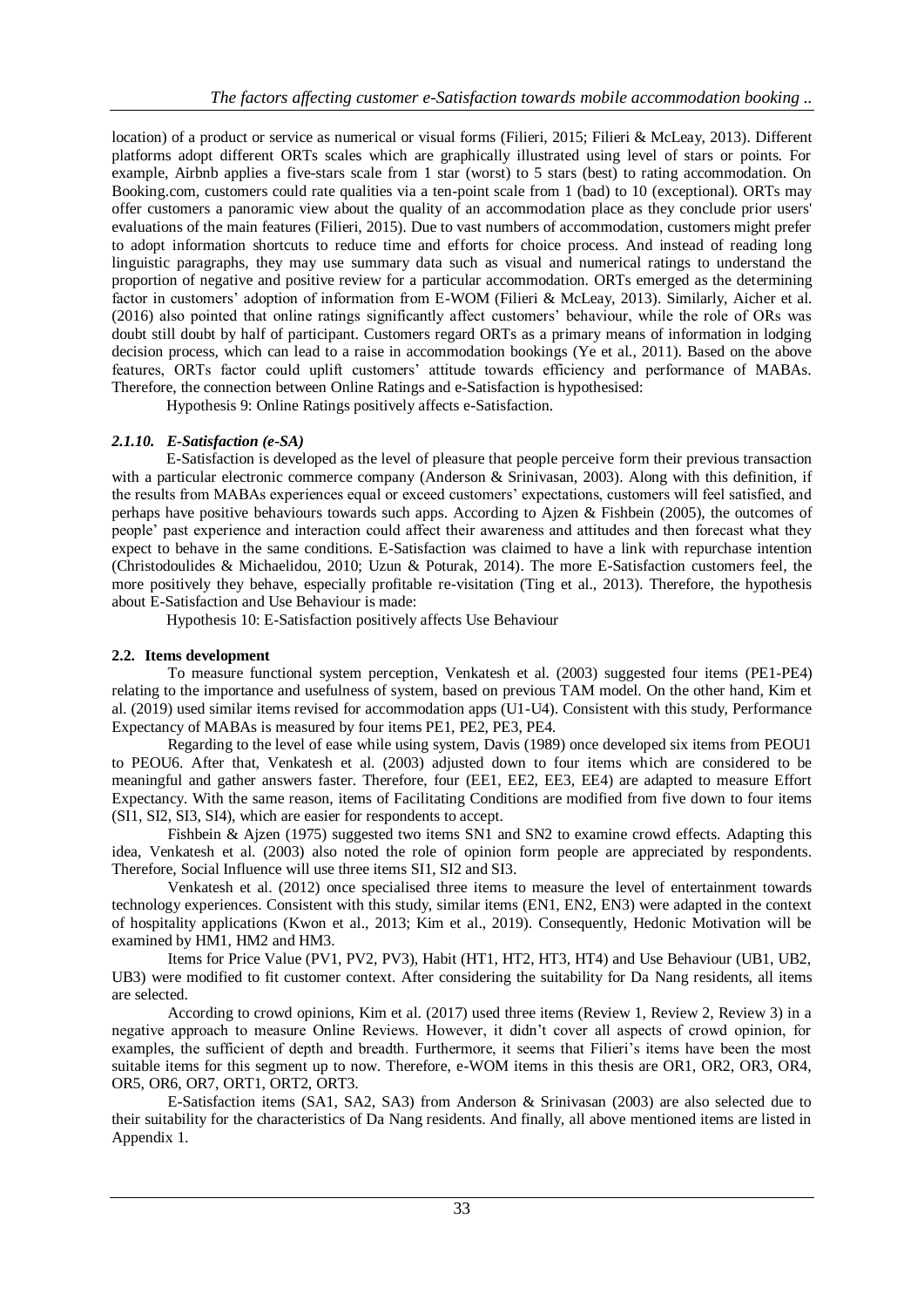location) of a product or service as numerical or visual forms (Filieri, 2015; Filieri & McLeay, 2013). Different platforms adopt different ORTs scales which are graphically illustrated using level of stars or points. For example, Airbnb applies a five-stars scale from 1 star (worst) to 5 stars (best) to rating accommodation. On Booking.com, customers could rate qualities via a ten-point scale from 1 (bad) to 10 (exceptional). ORTs may offer customers a panoramic view about the quality of an accommodation place as they conclude prior users' evaluations of the main features (Filieri, 2015). Due to vast numbers of accommodation, customers might prefer to adopt information shortcuts to reduce time and efforts for choice process. And instead of reading long linguistic paragraphs, they may use summary data such as visual and numerical ratings to understand the proportion of negative and positive review for a particular accommodation. ORTs emerged as the determining factor in customers' adoption of information from E-WOM (Filieri & McLeay, 2013). Similarly, Aicher et al. (2016) also pointed that online ratings significantly affect customers' behaviour, while the role of ORs was doubt still doubt by half of participant. Customers regard ORTs as a primary means of information in lodging decision process, which can lead to a raise in accommodation bookings (Ye et al., 2011). Based on the above features, ORTs factor could uplift customers' attitude towards efficiency and performance of MABAs. Therefore, the connection between Online Ratings and e-Satisfaction is hypothesised:

Hypothesis 9: Online Ratings positively affects e-Satisfaction.

#### *2.1.10. E-Satisfaction (e-SA)*

E-Satisfaction is developed as the level of pleasure that people perceive form their previous transaction with a particular electronic commerce company (Anderson & Srinivasan, 2003). Along with this definition, if the results from MABAs experiences equal or exceed customers' expectations, customers will feel satisfied, and perhaps have positive behaviours towards such apps. According to Ajzen & Fishbein (2005), the outcomes of people' past experience and interaction could affect their awareness and attitudes and then forecast what they expect to behave in the same conditions. E-Satisfaction was claimed to have a link with repurchase intention (Christodoulides & Michaelidou, 2010; Uzun & Poturak, 2014). The more E-Satisfaction customers feel, the more positively they behave, especially profitable re-visitation (Ting et al., 2013). Therefore, the hypothesis about E-Satisfaction and Use Behaviour is made:

Hypothesis 10: E-Satisfaction positively affects Use Behaviour

### 2.2. Items development

To measure functional system perception, Venkatesh et al. (2003) suggested four items (PE1-PE4) relating to the importance and usefulness of system, based on previous TAM model. On the other hand, Kim et al. (2019) used similar items revised for accommodation apps (U1-U4). Consistent with this study, Performance Expectancy of MABAs is measured by four items PE1, PE2, PE3, PE4.

Regarding to the level of ease while using system, Davis (1989) once developed six items from PEOU1 to PEOU6. After that, Venkatesh et al. (2003) adjusted down to four items which are considered to be meaningful and gather answers faster. Therefore, four (EE1, EE2, EE3, EE4) are adapted to measure Effort Expectancy. With the same reason, items of Facilitating Conditions are modified from five down to four items (SI1, SI2, SI3, SI4), which are easier for respondents to accept.

Fishbein & Ajzen (1975) suggested two items SN1 and SN2 to examine crowd effects. Adapting this idea, Venkatesh et al. (2003) also noted the role of opinion form people are appreciated by respondents. Therefore, Social Influence will use three items SI1, SI2 and SI3.

Venkatesh et al. (2012) once specialised three items to measure the level of entertainment towards technology experiences. Consistent with this study, similar items (EN1, EN2, EN3) were adapted in the context of hospitality applications (Kwon et al., 2013; Kim et al., 2019). Consequently, Hedonic Motivation will be examined by HM1, HM2 and HM3.

Items for Price Value (PV1, PV2, PV3), Habit (HT1, HT2, HT3, HT4) and Use Behaviour (UB1, UB2, UB3) were modified to fit customer context. After considering the suitability for Da Nang residents, all items are selected.

According to crowd opinions, Kim et al. (2017) used three items (Review 1, Review 2, Review 3) in a negative approach to measure Online Reviews. However, it didn't cover all aspects of crowd opinion, for examples, the sufficient of depth and breadth. Furthermore, it seems that Filieri's items have been the most suitable items for this segment up to now. Therefore, e-WOM items in this thesis are OR1, OR2, OR3, OR4, OR5, OR6, OR7, ORT1, ORT2, ORT3.

E-Satisfaction items (SA1, SA2, SA3) from Anderson & Srinivasan (2003) are also selected due to their suitability for the characteristics of Da Nang residents. And finally, all above mentioned items are listed in Appendix 1.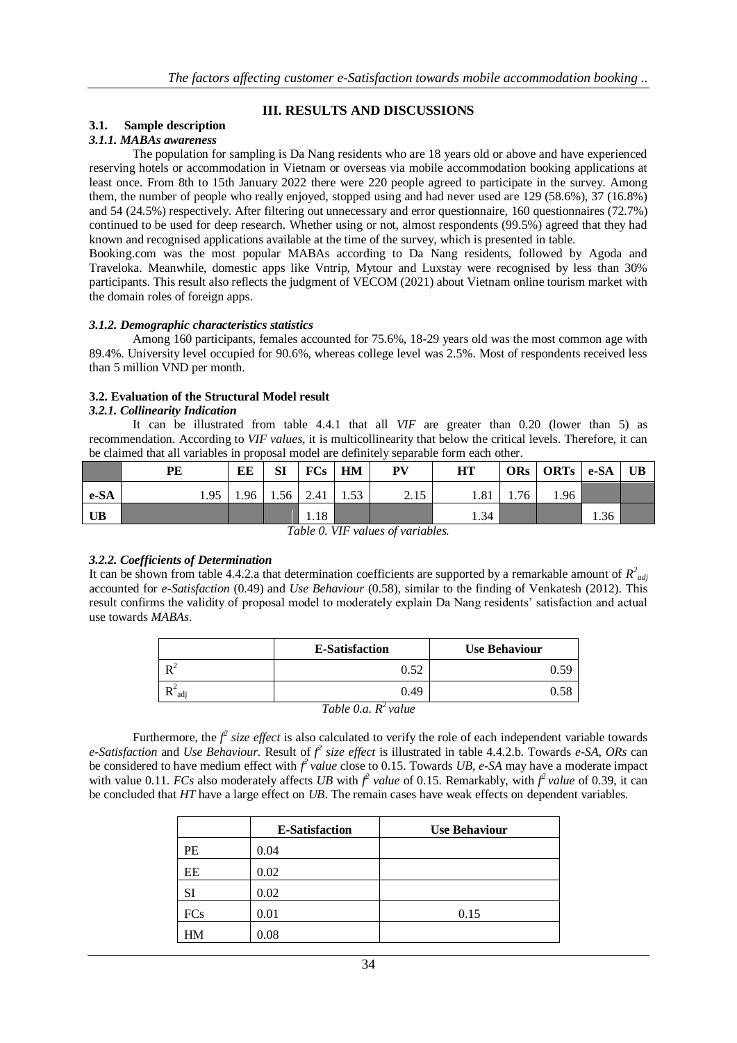## III. RESULTS AND DISCUSSIONS

### 3.1. Sample description

#### *3.1.1. MABAs awareness*

The population for sampling is Da Nang residents who are 18 years old or above and have experienced reserving hotels or accommodation in Vietnam or overseas via mobile accommodation booking applications at least once. From 8th to 15th January 2022 there were 220 people agreed to participate in the survey. Among them, the number of people who really enjoyed, stopped using and had never used are 129 (58.6%), 37 (16.8%) and 54 (24.5%) respectively. After filtering out unnecessary and error questionnaire, 160 questionnaires (72.7%) continued to be used for deep research. Whether using or not, almost respondents (99.5%) agreed that they had known and recognised applications available at the time of the survey, which is presented in table.

Booking.com was the most popular MABAs according to Da Nang residents, followed by Agoda and Traveloka. Meanwhile, domestic apps like Vntrip, Mytour and Luxstay were recognised by less than 30% participants. This result also reflects the judgment of VECOM (2021) about Vietnam online tourism market with the domain roles of foreign apps.

#### *3.1.2. Demographic characteristics statistics*

Among 160 participants, females accounted for 75.6%, 18-29 years old was the most common age with 89.4%. University level occupied for 90.6%, whereas college level was 2.5%. Most of respondents received less than 5 million VND per month.

### 3.2. Evaluation of the Structural Model result

#### *3.2.1. Collinearity Indication*

It can be illustrated from table 4.4.1 that all *VIF* are greater than 0.20 (lower than 5) as recommendation. According to *VIF values*, it is multicollinearity that below the critical levels. Therefore, it can be claimed that all variables in proposal model are definitely separable form each other.

| | PE | EE | SI | FCs | HM | PV | HT | ORs | ORTs | e-SA | UB |
|---|---|---|---|---|---|---|---|---|---|---|---|
| **e-SA** | 1.95 | 1.96 | 1.56 | 2.41 | 1.53 | 2.15 | 1.81 | 1.76 | 1.96 | | |
| **UB** | | | | 1.18 | | | 1.34 | | | 1.36 | |

*Table 0. VIF values of variables.*

#### *3.2.2. Coefficients of Determination*

It can be shown from table 4.4.2.a that determination coefficients are supported by a remarkable amount of $R^2_{adj}$ accounted for *e-Satisfaction* (0.49) and *Use Behaviour* (0.58), similar to the finding of Venkatesh (2012). This result confirms the validity of proposal model to moderately explain Da Nang residents' satisfaction and actual use towards *MABAs*.

| | E-Satisfaction | Use Behaviour |
|---|---|---|
| $R^2$ | 0.52 | 0.59 |
| $R^2_{adj}$ | 0.49 | 0.58 |

*Table 0.a. $R^2$ value*

Furthermore, the $f^2$ *size effect* is also calculated to verify the role of each independent variable towards *e-Satisfaction* and *Use Behaviour.* Result of $f^2$ *size effect* is illustrated in table 4.4.2.b. Towards *e-SA*, *ORs* can be considered to have medium effect with $f^2$ *value* close to 0.15. Towards *UB*, *e-SA* may have a moderate impact with value 0.11. *FCs* also moderately affects *UB* with $f^2$ *value* of 0.15. Remarkably, with $f^2$ *value* of 0.39, it can be concluded that *HT* have a large effect on *UB*. The remain cases have weak effects on dependent variables.

| | E-Satisfaction | Use Behaviour |
|---|---|---|
| PE | 0.04 | |
| EE | 0.02 | |
| SI | 0.02 | |
| FCs | 0.01 | 0.15 |
| HM | 0.08 | |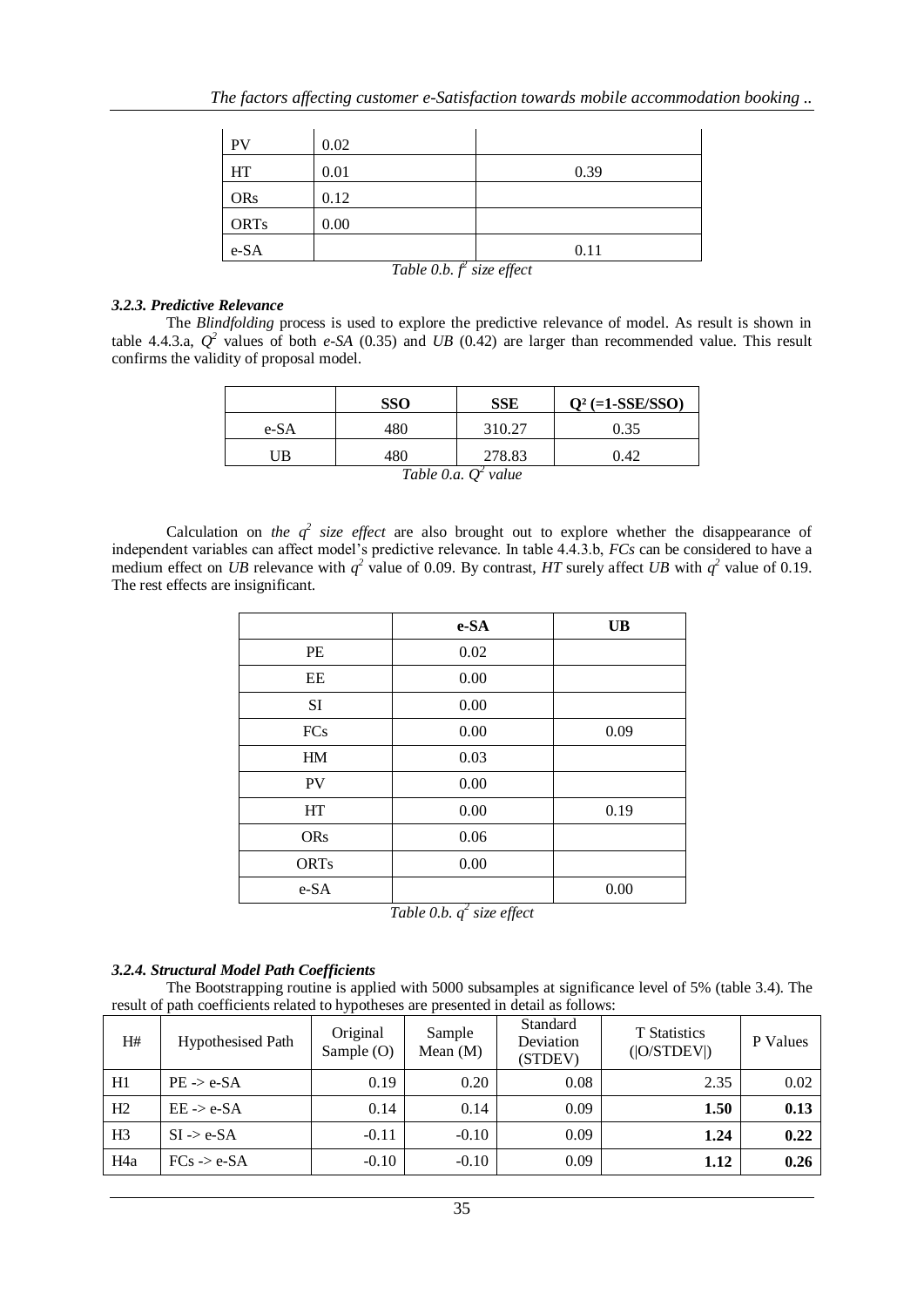| PV | 0.02 | |
|---|---|---|
| HT | 0.01 | 0.39 |
| ORs | 0.12 | |
| ORTs | 0.00 | |
| e-SA | | 0.11 |

*Table 0.b. $f^2$ size effect*

### *3.2.3. Predictive Relevance*

The *Blindfolding* process is used to explore the predictive relevance of model. As result is shown in table 4.4.3.a, $Q^2$ values of both *e-SA* (0.35) and *UB* (0.42) are larger than recommended value. This result confirms the validity of proposal model.

| | **SSO** | **SSE** | **$Q^2$ (=1-SSE/SSO)** |
|---|---|---|---|
| e-SA | 480 | 310.27 | 0.35 |
| UB | 480 | 278.83 | 0.42 |

*Table 0.a. $Q^2$ value*

Calculation on *the $q^2$ size effect* are also brought out to explore whether the disappearance of independent variables can affect model's predictive relevance. In table 4.4.3.b, *FCs* can be considered to have a medium effect on *UB* relevance with $q^2$ value of 0.09. By contrast, *HT* surely affect *UB* with $q^2$ value of 0.19. The rest effects are insignificant.

| | **e-SA** | **UB** |
|---|---|---|
| PE | 0.02 | |
| EE | 0.00 | |
| SI | 0.00 | |
| FCs | 0.00 | 0.09 |
| HM | 0.03 | |
| PV | 0.00 | |
| HT | 0.00 | 0.19 |
| ORs | 0.06 | |
| ORTs | 0.00 | |
| e-SA | | 0.00 |

*Table 0.b. $q^2$ size effect*

### *3.2.4. Structural Model Path Coefficients*

The Bootstrapping routine is applied with 5000 subsamples at significance level of 5% (table 3.4). The result of path coefficients related to hypotheses are presented in detail as follows:

| H# | Hypothesised Path | Original Sample (O) | Sample Mean (M) | Standard Deviation (STDEV) | T Statistics (\|O/STDEV\|) | P Values |
|---|---|---|---|---|---|---|
| H1 | PE -> e-SA | 0.19 | 0.20 | 0.08 | 2.35 | 0.02 |
| H2 | EE -> e-SA | 0.14 | 0.14 | 0.09 | **1.50** | **0.13** |
| H3 | SI -> e-SA | -0.11 | -0.10 | 0.09 | **1.24** | **0.22** |
| H4a | FCs -> e-SA | -0.10 | -0.10 | 0.09 | **1.12** | **0.26** |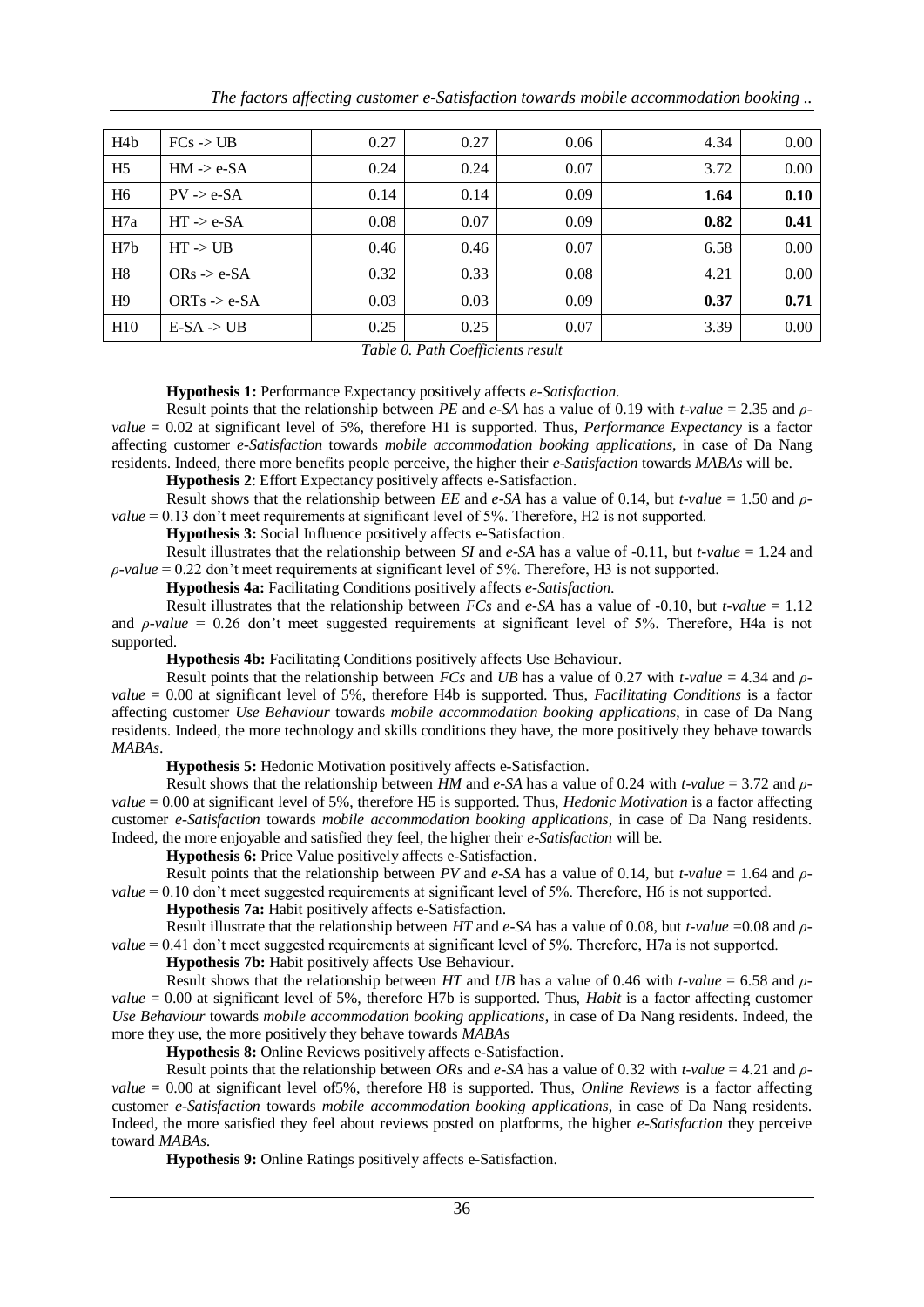| H4b | FCs -> UB | 0.27 | 0.27 | 0.06 | 4.34 | 0.00 |
|---|---|---|---|---|---|---|
| H5 | HM -> e-SA | 0.24 | 0.24 | 0.07 | 3.72 | 0.00 |
| H6 | PV -> e-SA | 0.14 | 0.14 | 0.09 | **1.64** | **0.10** |
| H7a | HT -> e-SA | 0.08 | 0.07 | 0.09 | **0.82** | **0.41** |
| H7b | HT -> UB | 0.46 | 0.46 | 0.07 | 6.58 | 0.00 |
| H8 | ORs -> e-SA | 0.32 | 0.33 | 0.08 | 4.21 | 0.00 |
| H9 | ORTs -> e-SA | 0.03 | 0.03 | 0.09 | **0.37** | **0.71** |
| H10 | E-SA -> UB | 0.25 | 0.25 | 0.07 | 3.39 | 0.00 |

*Table 0. Path Coefficients result*

**Hypothesis 1:** Performance Expectancy positively affects *e-Satisfaction*.

Result points that the relationship between *PE* and *e-SA* has a value of 0.19 with *t-value* = 2.35 and *ρ-value* = 0.02 at significant level of 5%, therefore H1 is supported. Thus, *Performance Expectancy* is a factor affecting customer *e-Satisfaction* towards *mobile accommodation booking applications*, in case of Da Nang residents. Indeed, there more benefits people perceive, the higher their *e-Satisfaction* towards *MABAs* will be.

**Hypothesis 2**: Effort Expectancy positively affects e-Satisfaction.

Result shows that the relationship between *EE* and *e-SA* has a value of 0.14, but *t-value* = 1.50 and *ρ-value* = 0.13 don't meet requirements at significant level of 5%. Therefore, H2 is not supported.

**Hypothesis 3:** Social Influence positively affects e-Satisfaction.

Result illustrates that the relationship between *SI* and *e-SA* has a value of -0.11, but *t-value* = 1.24 and *ρ-value* = 0.22 don't meet requirements at significant level of 5%. Therefore, H3 is not supported.

**Hypothesis 4a:** Facilitating Conditions positively affects *e-Satisfaction*.

Result illustrates that the relationship between *FCs* and *e-SA* has a value of -0.10, but *t-value* = 1.12 and *ρ-value* = 0.26 don't meet suggested requirements at significant level of 5%. Therefore, H4a is not supported.

**Hypothesis 4b:** Facilitating Conditions positively affects Use Behaviour.

Result points that the relationship between *FCs* and *UB* has a value of 0.27 with *t-value* = 4.34 and *ρ-value* = 0.00 at significant level of 5%, therefore H4b is supported. Thus, *Facilitating Conditions* is a factor affecting customer *Use Behaviour* towards *mobile accommodation booking applications*, in case of Da Nang residents. Indeed, the more technology and skills conditions they have, the more positively they behave towards *MABAs*.

**Hypothesis 5:** Hedonic Motivation positively affects e-Satisfaction.

Result shows that the relationship between *HM* and *e-SA* has a value of 0.24 with *t-value* = 3.72 and *ρ-value* = 0.00 at significant level of 5%, therefore H5 is supported. Thus, *Hedonic Motivation* is a factor affecting customer *e-Satisfaction* towards *mobile accommodation booking applications*, in case of Da Nang residents. Indeed, the more enjoyable and satisfied they feel, the higher their *e-Satisfaction* will be.

**Hypothesis 6:** Price Value positively affects e-Satisfaction.

Result points that the relationship between *PV* and *e-SA* has a value of 0.14, but *t-value* = 1.64 and *ρ-value* = 0.10 don't meet suggested requirements at significant level of 5%. Therefore, H6 is not supported.

**Hypothesis 7a:** Habit positively affects e-Satisfaction.

Result illustrate that the relationship between *HT* and *e-SA* has a value of 0.08, but *t-value* =0.08 and *ρ-value* = 0.41 don't meet suggested requirements at significant level of 5%. Therefore, H7a is not supported.

**Hypothesis 7b:** Habit positively affects Use Behaviour.

Result shows that the relationship between *HT* and *UB* has a value of 0.46 with *t-value* = 6.58 and *ρ-value* = 0.00 at significant level of 5%, therefore H7b is supported. Thus, *Habit* is a factor affecting customer *Use Behaviour* towards *mobile accommodation booking applications*, in case of Da Nang residents. Indeed, the more they use, the more positively they behave towards *MABAs*

**Hypothesis 8:** Online Reviews positively affects e-Satisfaction.

Result points that the relationship between *ORs* and *e-SA* has a value of 0.32 with *t-value* = 4.21 and *ρ-value* = 0.00 at significant level of5%, therefore H8 is supported. Thus, *Online Reviews* is a factor affecting customer *e-Satisfaction* towards *mobile accommodation booking applications*, in case of Da Nang residents. Indeed, the more satisfied they feel about reviews posted on platforms, the higher *e-Satisfaction* they perceive toward *MABAs*.

**Hypothesis 9:** Online Ratings positively affects e-Satisfaction.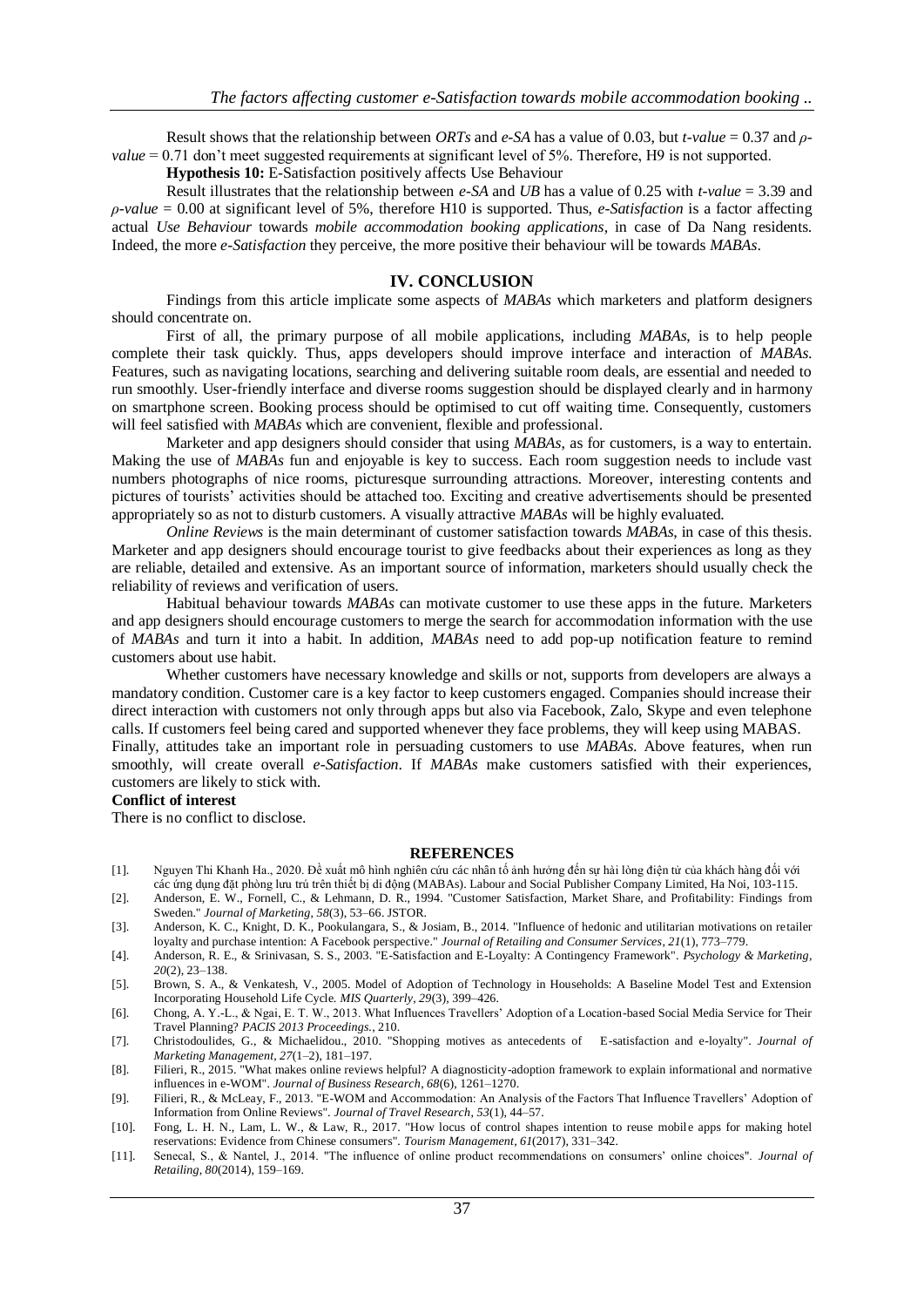Result shows that the relationship between *ORTs* and *e-SA* has a value of 0.03, but *t-value* = 0.37 and *ρ-value* = 0.71 don't meet suggested requirements at significant level of 5%. Therefore, H9 is not supported.

**Hypothesis 10:** E-Satisfaction positively affects Use Behaviour

Result illustrates that the relationship between *e-SA* and *UB* has a value of 0.25 with *t-value* = 3.39 and *ρ-value* = 0.00 at significant level of 5%, therefore H10 is supported. Thus, *e-Satisfaction* is a factor affecting actual *Use Behaviour* towards *mobile accommodation booking applications*, in case of Da Nang residents. Indeed, the more *e-Satisfaction* they perceive, the more positive their behaviour will be towards *MABAs*.

## IV. CONCLUSION

Findings from this article implicate some aspects of *MABAs* which marketers and platform designers should concentrate on.

First of all, the primary purpose of all mobile applications, including *MABAs*, is to help people complete their task quickly. Thus, apps developers should improve interface and interaction of *MABAs*. Features, such as navigating locations, searching and delivering suitable room deals, are essential and needed to run smoothly. User-friendly interface and diverse rooms suggestion should be displayed clearly and in harmony on smartphone screen. Booking process should be optimised to cut off waiting time. Consequently, customers will feel satisfied with *MABAs* which are convenient, flexible and professional.

Marketer and app designers should consider that using *MABAs*, as for customers, is a way to entertain. Making the use of *MABAs* fun and enjoyable is key to success. Each room suggestion needs to include vast numbers photographs of nice rooms, picturesque surrounding attractions. Moreover, interesting contents and pictures of tourists' activities should be attached too. Exciting and creative advertisements should be presented appropriately so as not to disturb customers. A visually attractive *MABAs* will be highly evaluated.

*Online Reviews* is the main determinant of customer satisfaction towards *MABAs*, in case of this thesis. Marketer and app designers should encourage tourist to give feedbacks about their experiences as long as they are reliable, detailed and extensive. As an important source of information, marketers should usually check the reliability of reviews and verification of users.

Habitual behaviour towards *MABAs* can motivate customer to use these apps in the future. Marketers and app designers should encourage customers to merge the search for accommodation information with the use of *MABAs* and turn it into a habit. In addition, *MABAs* need to add pop-up notification feature to remind customers about use habit.

Whether customers have necessary knowledge and skills or not, supports from developers are always a mandatory condition. Customer care is a key factor to keep customers engaged. Companies should increase their direct interaction with customers not only through apps but also via Facebook, Zalo, Skype and even telephone calls. If customers feel being cared and supported whenever they face problems, they will keep using MABAS.

Finally, attitudes take an important role in persuading customers to use *MABAs*. Above features, when run smoothly, will create overall *e-Satisfaction*. If *MABAs* make customers satisfied with their experiences, customers are likely to stick with.

**Conflict of interest**

There is no conflict to disclose.

## REFERENCES

[1]. Nguyen Thi Khanh Ha., 2020. Đề xuất mô hình nghiên cứu các nhân tố ảnh hưởng đến sự hài lòng điện tử của khách hàng đối với các ứng dụng đặt phòng lưu trú trên thiết bị di động (MABAs). Labour and Social Publisher Company Limited, Ha Noi, 103-115.

[2]. Anderson, E. W., Fornell, C., & Lehmann, D. R., 1994. "Customer Satisfaction, Market Share, and Profitability: Findings from Sweden." *Journal of Marketing*, *58*(3), 53–66. JSTOR.

[3]. Anderson, K. C., Knight, D. K., Pookulangara, S., & Josiam, B., 2014. "Influence of hedonic and utilitarian motivations on retailer loyalty and purchase intention: A Facebook perspective." *Journal of Retailing and Consumer Services*, *21*(1), 773–779.

[4]. Anderson, R. E., & Srinivasan, S. S., 2003. "E-Satisfaction and E-Loyalty: A Contingency Framework". *Psychology & Marketing*, *20*(2), 23–138.

[5]. Brown, S. A., & Venkatesh, V., 2005. Model of Adoption of Technology in Households: A Baseline Model Test and Extension Incorporating Household Life Cycle. *MIS Quarterly*, *29*(3), 399–426.

[6]. Chong, A. Y.-L., & Ngai, E. T. W., 2013. What Influences Travellers' Adoption of a Location-based Social Media Service for Their Travel Planning? *PACIS 2013 Proceedings.*, 210.

[7]. Christodoulides, G., & Michaelidou., 2010. "Shopping motives as antecedents of E-satisfaction and e-loyalty". *Journal of Marketing Management*, *27*(1–2), 181–197.

[8]. Filieri, R., 2015. "What makes online reviews helpful? A diagnosticity-adoption framework to explain informational and normative influences in e-WOM". *Journal of Business Research*, *68*(6), 1261–1270.

[9]. Filieri, R., & McLeay, F., 2013. "E-WOM and Accommodation: An Analysis of the Factors That Influence Travellers' Adoption of Information from Online Reviews". *Journal of Travel Research*, *53*(1), 44–57.

[10]. Fong, L. H. N., Lam, L. W., & Law, R., 2017. "How locus of control shapes intention to reuse mobile apps for making hotel reservations: Evidence from Chinese consumers". *Tourism Management*, *61*(2017), 331–342.

[11]. Senecal, S., & Nantel, J., 2014. "The influence of online product recommendations on consumers' online choices". *Journal of Retailing*, *80*(2014), 159–169.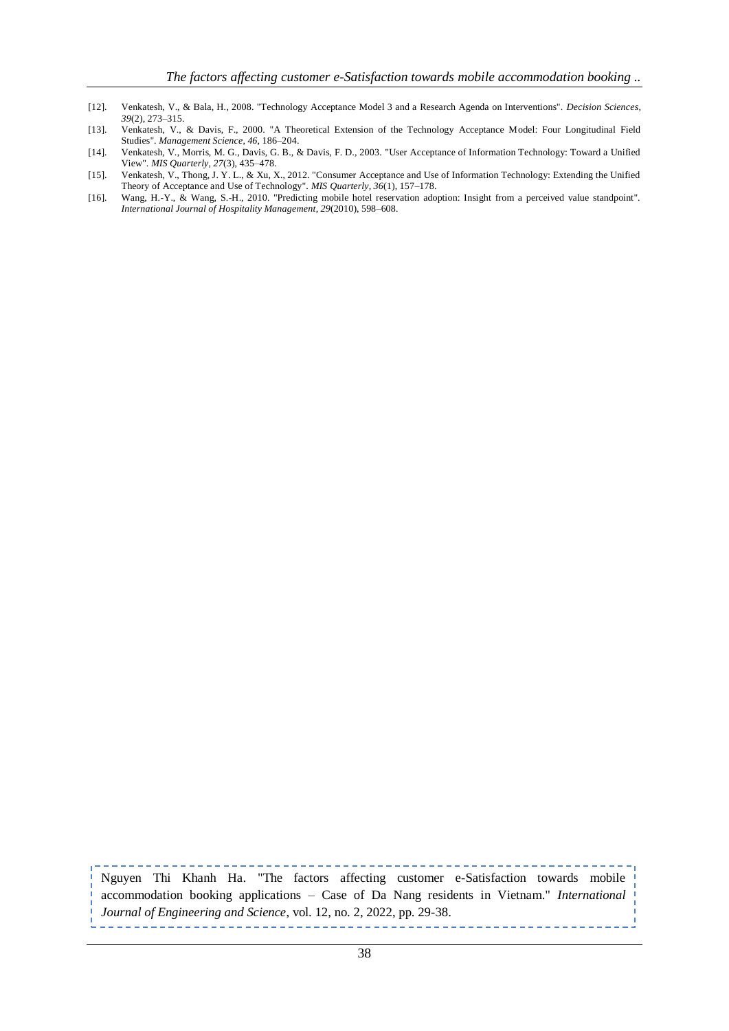[12]. Venkatesh, V., & Bala, H., 2008. "Technology Acceptance Model 3 and a Research Agenda on Interventions". *Decision Sciences, 39*(2), 273–315.

[13]. Venkatesh, V., & Davis, F., 2000. "A Theoretical Extension of the Technology Acceptance Model: Four Longitudinal Field Studies". *Management Science*, *46*, 186–204.

[14]. Venkatesh, V., Morris, M. G., Davis, G. B., & Davis, F. D., 2003. "User Acceptance of Information Technology: Toward a Unified View". *MIS Quarterly*, *27*(3), 435–478.

[15]. Venkatesh, V., Thong, J. Y. L., & Xu, X., 2012. "Consumer Acceptance and Use of Information Technology: Extending the Unified Theory of Acceptance and Use of Technology". *MIS Quarterly*, *36*(1), 157–178.

[16]. Wang, H.-Y., & Wang, S.-H., 2010. "Predicting mobile hotel reservation adoption: Insight from a perceived value standpoint". *International Journal of Hospitality Management, 29*(2010), 598–608.

Nguyen Thi Khanh Ha. "The factors affecting customer e-Satisfaction towards mobile accommodation booking applications – Case of Da Nang residents in Vietnam." *International Journal of Engineering and Science*, vol. 12, no. 2, 2022, pp. 29-38.